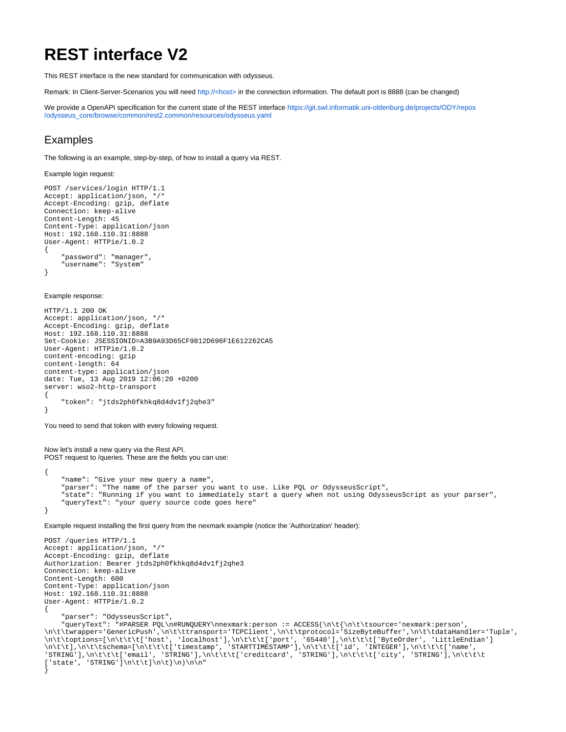# REST interface V2

This REST interface is the new standard for communication with odysseus.

Remark: In Client-Server-Scenarios you will need http://<host> in the connection information. The default port is 8888 (can be changed)

We provide a OpenAPI specification for the current state of the REST interface https://git.swl.informatik.uni-oldenburg.de/projects/ODY/repos/odysseus_core/browse/common/rest2.common/resources/odysseus.yaml

## Examples

The following is an example, step-by-step, of how to install a query via REST.

Example login request:

```
POST /services/login HTTP/1.1
Accept: application/json, */*
Accept-Encoding: gzip, deflate
Connection: keep-alive
Content-Length: 45
Content-Type: application/json
Host: 192.168.110.31:8888
User-Agent: HTTPie/1.0.2
{
    "password": "manager",
    "username": "System"
}
```

Example response:

```
HTTP/1.1 200 OK
Accept: application/json, */*
Accept-Encoding: gzip, deflate
Host: 192.168.110.31:8888
Set-Cookie: JSESSIONID=A3B9A93D65CF9812D696F1E612262CA5
User-Agent: HTTPie/1.0.2
content-encoding: gzip
content-length: 64
content-type: application/json
date: Tue, 13 Aug 2019 12:06:20 +0200
server: wso2-http-transport
{
    "token": "jtds2ph0fkhkq8d4dv1fj2qhe3"
}
```

You need to send that token with every folowing request.

Now let's install a new query via the Rest API.
POST request to /queries. These are the fields you can use:

```
{
    "name": "Give your new query a name",
    "parser": "The name of the parser you want to use. Like PQL or OdysseusScript",
    "state": "Running if you want to immediately start a query when not using OdysseusScript as your parser",
    "queryText": "your query source code goes here"
}
```

Example request installing the first query from the nexmark example (notice the 'Authorization' header):

```
POST /queries HTTP/1.1
Accept: application/json, */*
Accept-Encoding: gzip, deflate
Authorization: Bearer jtds2ph0fkhkq8d4dv1fj2qhe3
Connection: keep-alive
Content-Length: 600
Content-Type: application/json
Host: 192.168.110.31:8888
User-Agent: HTTPie/1.0.2
{
    "parser": "OdysseusScript",
    "queryText": "#PARSER PQL\n#RUNQUERY\nnexmark:person := ACCESS(\n\t{\n\t\tsource='nexmark:person',
\n\t\twrapper='GenericPush',\n\t\ttransport='TCPClient',\n\t\tprotocol='SizeByteBuffer',\n\t\tdataHandler='Tuple',
\n\t\toptions=[\n\t\t\t['host', 'localhost'],\n\t\t\t['port', '65440'],\n\t\t\t['ByteOrder', 'LittleEndian']
\n\t\t],\n\t\tschema=[\n\t\t\t['timestamp', 'STARTTIMESTAMP'],\n\t\t\t['id', 'INTEGER'],\n\t\t\t['name',
'STRING'],\n\t\t\t['email', 'STRING'],\n\t\t\t['creditcard', 'STRING'],\n\t\t\t['city', 'STRING'],\n\t\t\t
['state', 'STRING']\n\t\t]\n\t}\n)\n\n"
}
```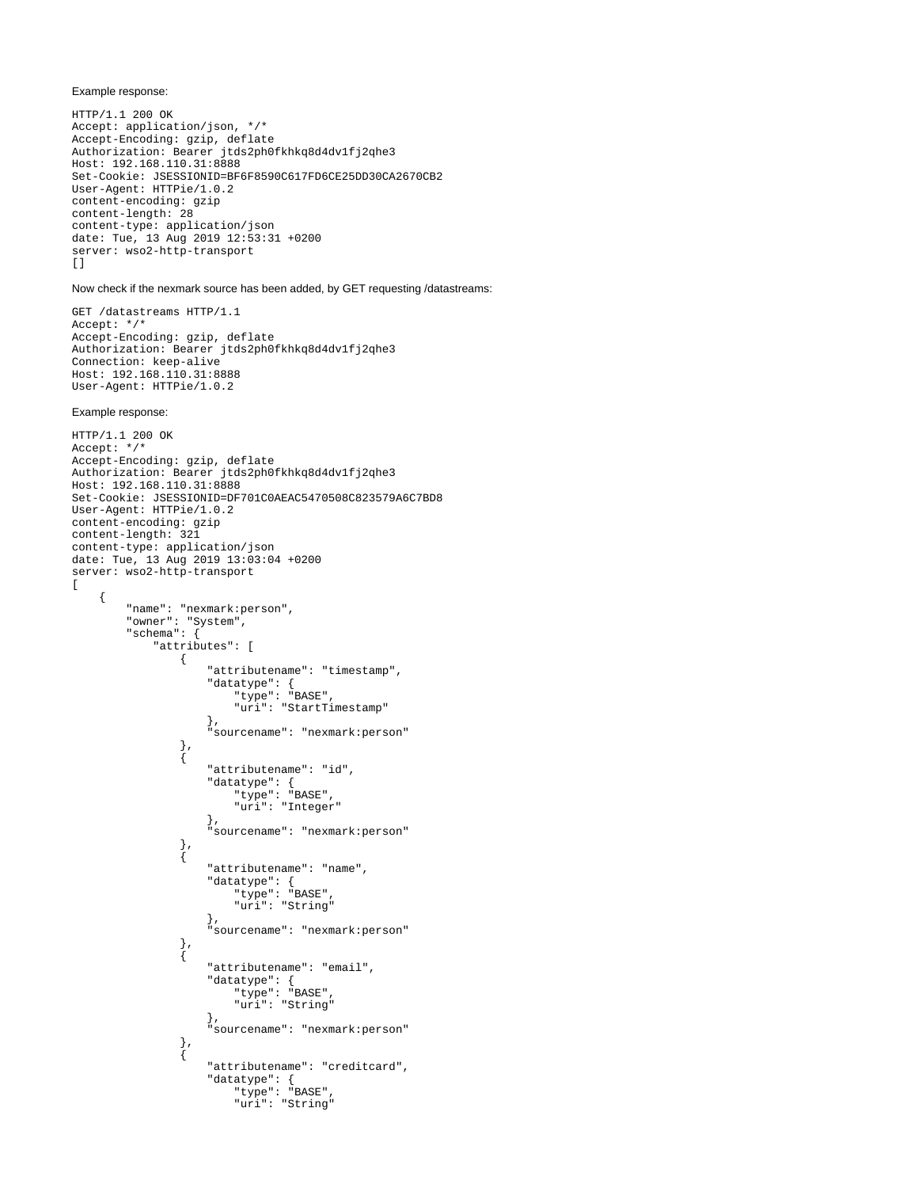Example response:

```
HTTP/1.1 200 OK
Accept: application/json, */*
Accept-Encoding: gzip, deflate
Authorization: Bearer jtds2ph0fkhkq8d4dv1fj2qhe3
Host: 192.168.110.31:8888
Set-Cookie: JSESSIONID=BF6F8590C617FD6CE25DD30CA2670CB2
User-Agent: HTTPie/1.0.2
content-encoding: gzip
content-length: 28
content-type: application/json
date: Tue, 13 Aug 2019 12:53:31 +0200
server: wso2-http-transport
[]
```

Now check if the nexmark source has been added, by GET requesting /datastreams:

```
GET /datastreams HTTP/1.1
Accept: */*
Accept-Encoding: gzip, deflate
Authorization: Bearer jtds2ph0fkhkq8d4dv1fj2qhe3
Connection: keep-alive
Host: 192.168.110.31:8888
User-Agent: HTTPie/1.0.2
```

Example response:

```
HTTP/1.1 200 OK
Accept: */*
Accept-Encoding: gzip, deflate
Authorization: Bearer jtds2ph0fkhkq8d4dv1fj2qhe3
Host: 192.168.110.31:8888
Set-Cookie: JSESSIONID=DF701C0AEAC5470508C823579A6C7BD8
User-Agent: HTTPie/1.0.2
content-encoding: gzip
content-length: 321
content-type: application/json
date: Tue, 13 Aug 2019 13:03:04 +0200
server: wso2-http-transport
[
    {
        "name": "nexmark:person",
        "owner": "System",
        "schema": {
            "attributes": [
                {
                    "attributename": "timestamp",
                    "datatype": {
                        "type": "BASE",
                        "uri": "StartTimestamp"
                    },
                    "sourcename": "nexmark:person"
                },
                {
                    "attributename": "id",
                    "datatype": {
                        "type": "BASE",
                        "uri": "Integer"
                    },
                    "sourcename": "nexmark:person"
                },
                {
                    "attributename": "name",
                    "datatype": {
                        "type": "BASE",
                        "uri": "String"
                    },
                    "sourcename": "nexmark:person"
                },
                {
                    "attributename": "email",
                    "datatype": {
                        "type": "BASE",
                        "uri": "String"
                    },
                    "sourcename": "nexmark:person"
                },
                {
                    "attributename": "creditcard",
                    "datatype": {
                        "type": "BASE",
                        "uri": "String"
```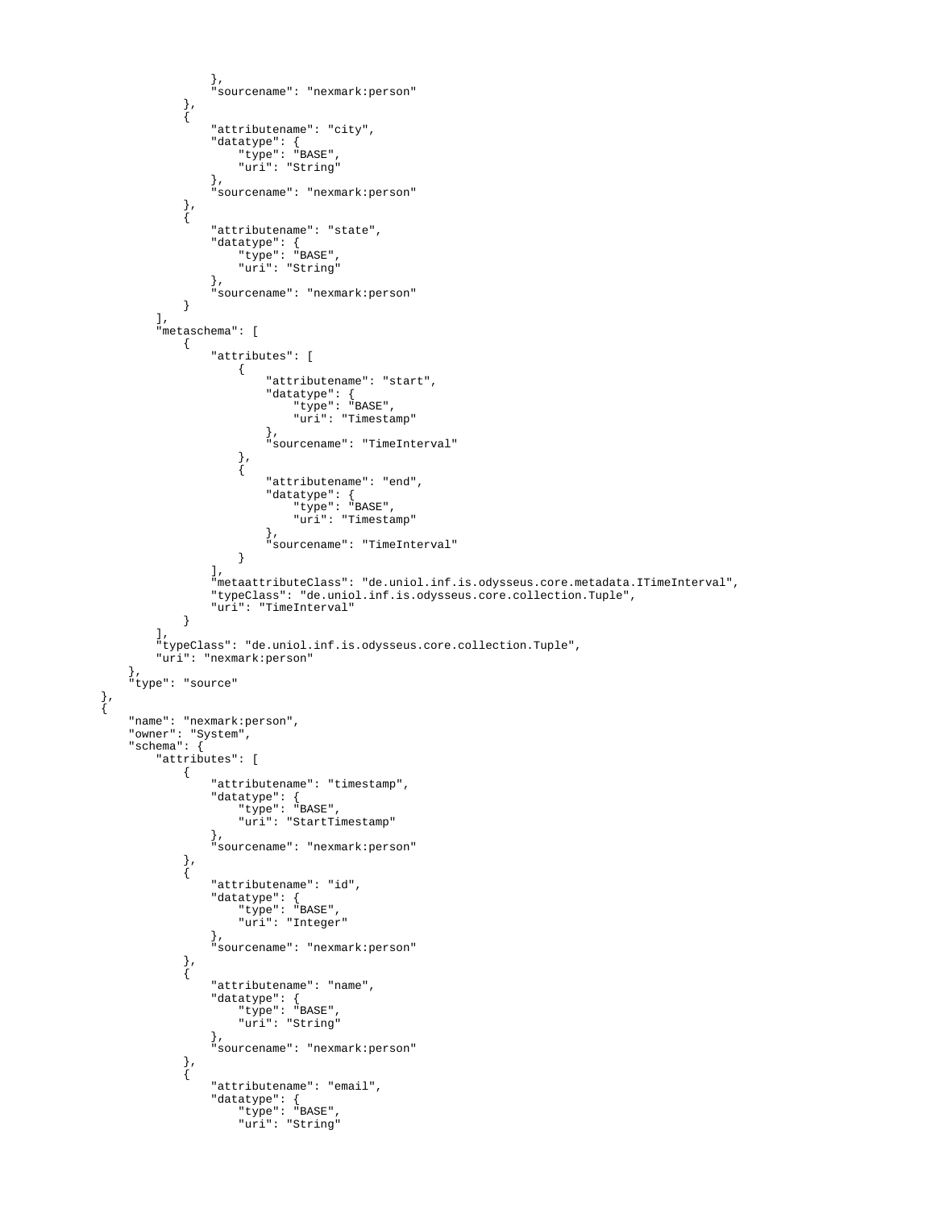```
                },
                "sourcename": "nexmark:person"
            },
            {
                "attributename": "city",
                "datatype": {
                    "type": "BASE",
                    "uri": "String"
                },
                "sourcename": "nexmark:person"
            },
            {
                "attributename": "state",
                "datatype": {
                    "type": "BASE",
                    "uri": "String"
                },
                "sourcename": "nexmark:person"
            }
        ],
        "metaschema": [
            {
                "attributes": [
                    {
                        "attributename": "start",
                        "datatype": {
                            "type": "BASE",
                            "uri": "Timestamp"
                        },
                        "sourcename": "TimeInterval"
                    },
                    {
                        "attributename": "end",
                        "datatype": {
                            "type": "BASE",
                            "uri": "Timestamp"
                        },
                        "sourcename": "TimeInterval"
                    }
                ],
                "metaattributeClass": "de.uniol.inf.is.odysseus.core.metadata.ITimeInterval",
                "typeClass": "de.uniol.inf.is.odysseus.core.collection.Tuple",
                "uri": "TimeInterval"
            }
        ],
        "typeClass": "de.uniol.inf.is.odysseus.core.collection.Tuple",
        "uri": "nexmark:person"
    },
    "type": "source"
},
{
    "name": "nexmark:person",
    "owner": "System",
    "schema": {
        "attributes": [
            {
                "attributename": "timestamp",
                "datatype": {
                    "type": "BASE",
                    "uri": "StartTimestamp"
                },
                "sourcename": "nexmark:person"
            },
            {
                "attributename": "id",
                "datatype": {
                    "type": "BASE",
                    "uri": "Integer"
                },
                "sourcename": "nexmark:person"
            },
            {
                "attributename": "name",
                "datatype": {
                    "type": "BASE",
                    "uri": "String"
                },
                "sourcename": "nexmark:person"
            },
            {
                "attributename": "email",
                "datatype": {
                    "type": "BASE",
                    "uri": "String"
```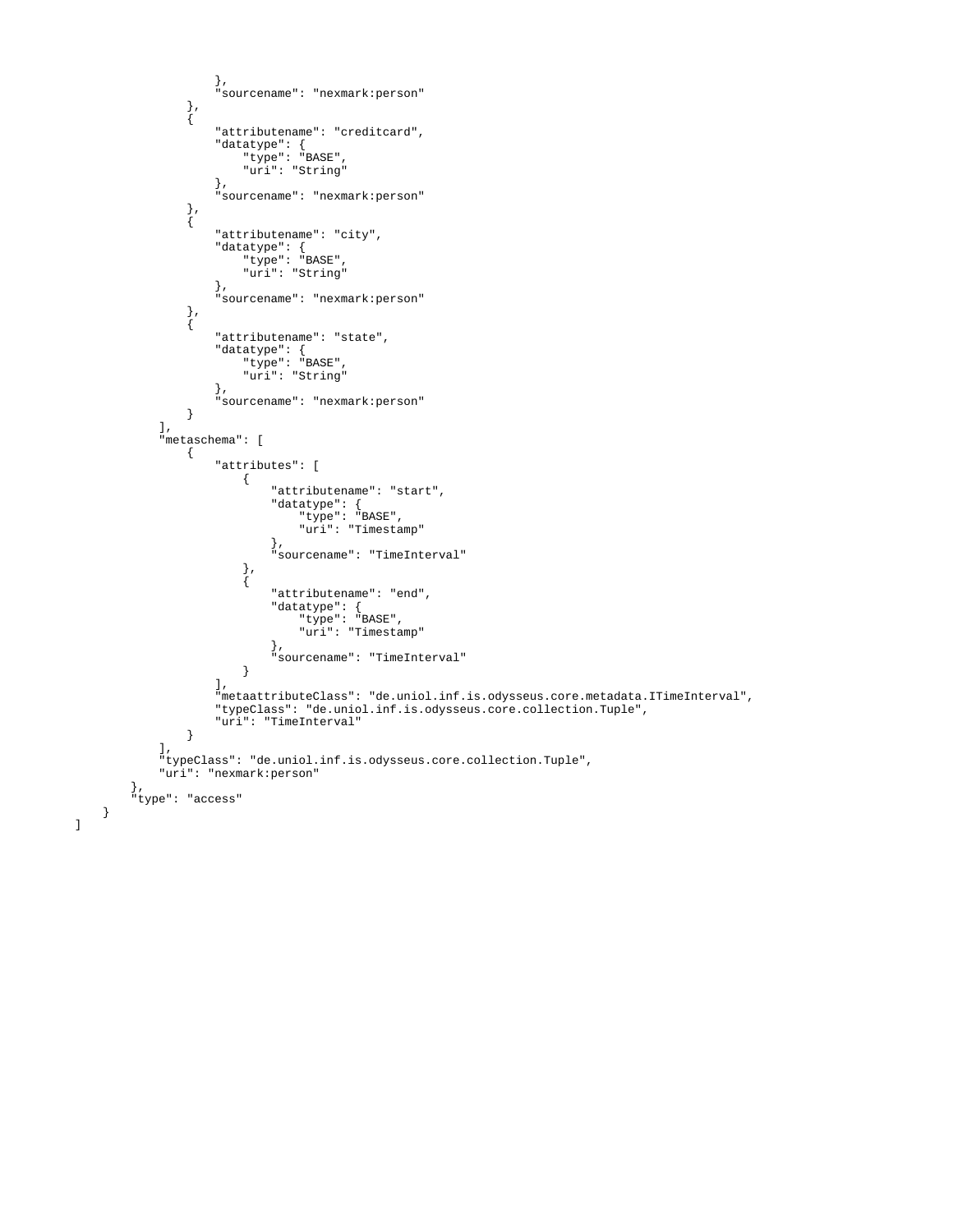```
                },
                "sourcename": "nexmark:person"
            },
            {
                "attributename": "creditcard",
                "datatype": {
                    "type": "BASE",
                    "uri": "String"
                },
                "sourcename": "nexmark:person"
            },
            {
                "attributename": "city",
                "datatype": {
                    "type": "BASE",
                    "uri": "String"
                },
                "sourcename": "nexmark:person"
            },
            {
                "attributename": "state",
                "datatype": {
                    "type": "BASE",
                    "uri": "String"
                },
                "sourcename": "nexmark:person"
            }
        ],
        "metaschema": [
            {
                "attributes": [
                    {
                        "attributename": "start",
                        "datatype": {
                            "type": "BASE",
                            "uri": "Timestamp"
                        },
                        "sourcename": "TimeInterval"
                    },
                    {
                        "attributename": "end",
                        "datatype": {
                            "type": "BASE",
                            "uri": "Timestamp"
                        },
                        "sourcename": "TimeInterval"
                    }
                ],
                "metaattributeClass": "de.uniol.inf.is.odysseus.core.metadata.ITimeInterval",
                "typeClass": "de.uniol.inf.is.odysseus.core.collection.Tuple",
                "uri": "TimeInterval"
            }
        ],
        "typeClass": "de.uniol.inf.is.odysseus.core.collection.Tuple",
        "uri": "nexmark:person"
    },
    "type": "access"
  }
]
```